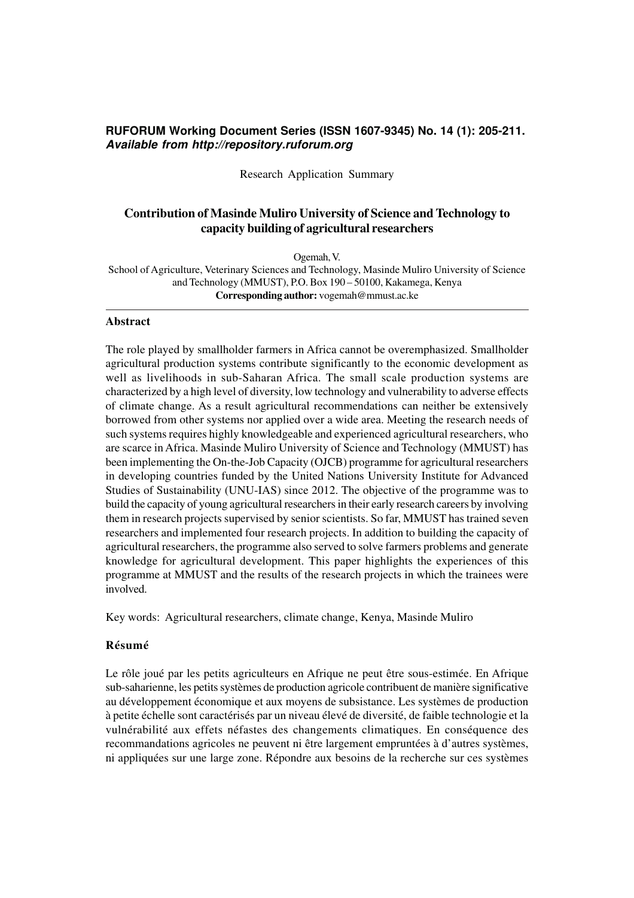**RUFORUM Working Document Series (ISSN 1607-9345) No. 14 (1): 205-211.**
***Available from http://repository.ruforum.org***

Research Application Summary

# Contribution of Masinde Muliro University of Science and Technology to capacity building of agricultural researchers

Ogemah, V.

School of Agriculture, Veterinary Sciences and Technology, Masinde Muliro University of Science and Technology (MMUST), P.O. Box 190 – 50100, Kakamega, Kenya

**Corresponding author:** vogemah@mmust.ac.ke

## Abstract

The role played by smallholder farmers in Africa cannot be overemphasized. Smallholder agricultural production systems contribute significantly to the economic development as well as livelihoods in sub-Saharan Africa. The small scale production systems are characterized by a high level of diversity, low technology and vulnerability to adverse effects of climate change. As a result agricultural recommendations can neither be extensively borrowed from other systems nor applied over a wide area. Meeting the research needs of such systems requires highly knowledgeable and experienced agricultural researchers, who are scarce in Africa. Masinde Muliro University of Science and Technology (MMUST) has been implementing the On-the-Job Capacity (OJCB) programme for agricultural researchers in developing countries funded by the United Nations University Institute for Advanced Studies of Sustainability (UNU-IAS) since 2012. The objective of the programme was to build the capacity of young agricultural researchers in their early research careers by involving them in research projects supervised by senior scientists. So far, MMUST has trained seven researchers and implemented four research projects. In addition to building the capacity of agricultural researchers, the programme also served to solve farmers problems and generate knowledge for agricultural development. This paper highlights the experiences of this programme at MMUST and the results of the research projects in which the trainees were involved.

Key words: Agricultural researchers, climate change, Kenya, Masinde Muliro

## Résumé

Le rôle joué par les petits agriculteurs en Afrique ne peut être sous-estimée. En Afrique sub-saharienne, les petits systèmes de production agricole contribuent de manière significative au développement économique et aux moyens de subsistance. Les systèmes de production à petite échelle sont caractérisés par un niveau élevé de diversité, de faible technologie et la vulnérabilité aux effets néfastes des changements climatiques. En conséquence des recommandations agricoles ne peuvent ni être largement empruntées à d'autres systèmes, ni appliquées sur une large zone. Répondre aux besoins de la recherche sur ces systèmes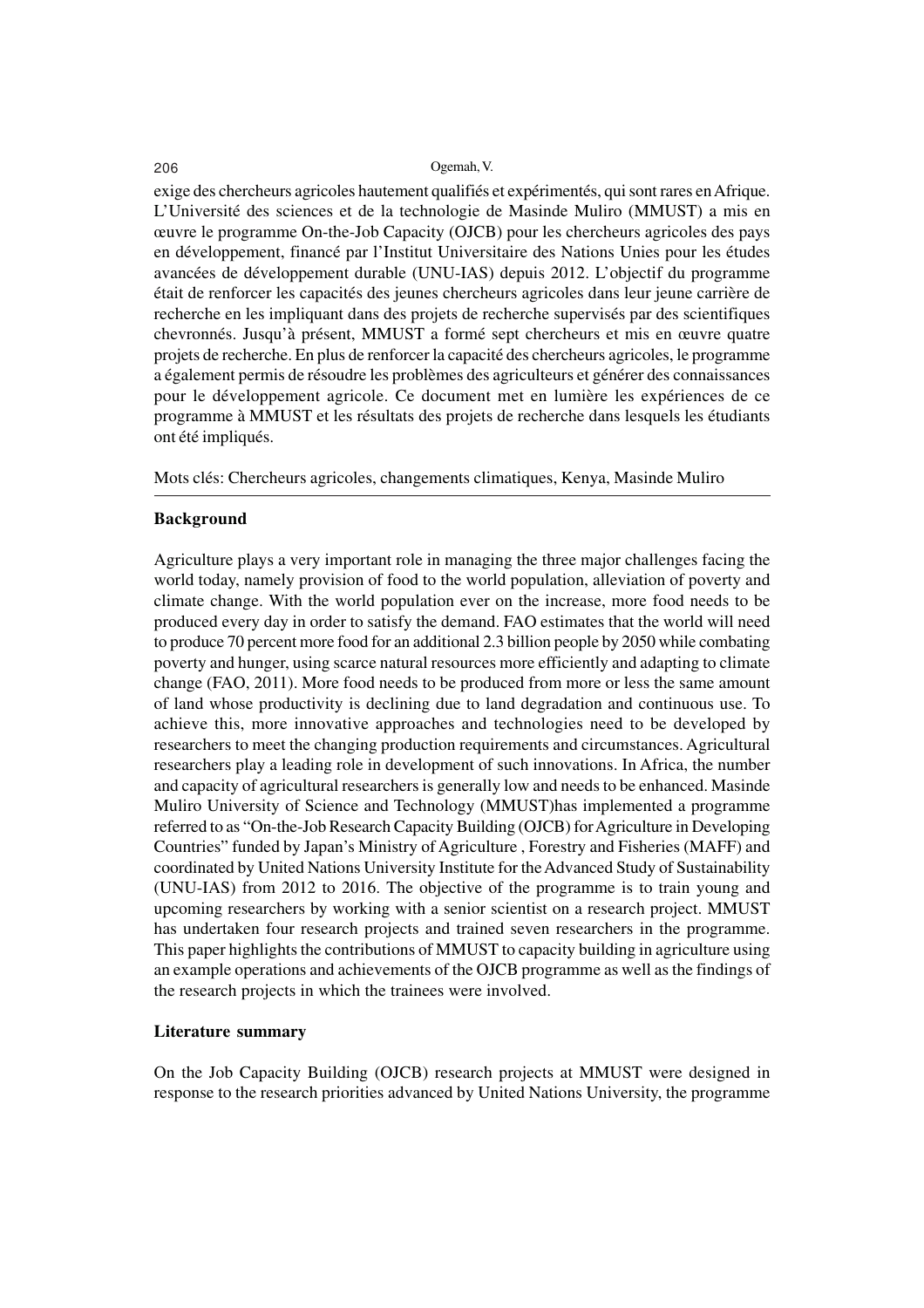exige des chercheurs agricoles hautement qualifiés et expérimentés, qui sont rares en Afrique. L'Université des sciences et de la technologie de Masinde Muliro (MMUST) a mis en œuvre le programme On-the-Job Capacity (OJCB) pour les chercheurs agricoles des pays en développement, financé par l'Institut Universitaire des Nations Unies pour les études avancées de développement durable (UNU-IAS) depuis 2012. L'objectif du programme était de renforcer les capacités des jeunes chercheurs agricoles dans leur jeune carrière de recherche en les impliquant dans des projets de recherche supervisés par des scientifiques chevronnés. Jusqu'à présent, MMUST a formé sept chercheurs et mis en œuvre quatre projets de recherche. En plus de renforcer la capacité des chercheurs agricoles, le programme a également permis de résoudre les problèmes des agriculteurs et générer des connaissances pour le développement agricole. Ce document met en lumière les expériences de ce programme à MMUST et les résultats des projets de recherche dans lesquels les étudiants ont été impliqués.

Mots clés: Chercheurs agricoles, changements climatiques, Kenya, Masinde Muliro

## Background

Agriculture plays a very important role in managing the three major challenges facing the world today, namely provision of food to the world population, alleviation of poverty and climate change. With the world population ever on the increase, more food needs to be produced every day in order to satisfy the demand. FAO estimates that the world will need to produce 70 percent more food for an additional 2.3 billion people by 2050 while combating poverty and hunger, using scarce natural resources more efficiently and adapting to climate change (FAO, 2011). More food needs to be produced from more or less the same amount of land whose productivity is declining due to land degradation and continuous use. To achieve this, more innovative approaches and technologies need to be developed by researchers to meet the changing production requirements and circumstances. Agricultural researchers play a leading role in development of such innovations. In Africa, the number and capacity of agricultural researchers is generally low and needs to be enhanced. Masinde Muliro University of Science and Technology (MMUST)has implemented a programme referred to as "On-the-Job Research Capacity Building (OJCB) for Agriculture in Developing Countries" funded by Japan's Ministry of Agriculture , Forestry and Fisheries (MAFF) and coordinated by United Nations University Institute for the Advanced Study of Sustainability (UNU-IAS) from 2012 to 2016. The objective of the programme is to train young and upcoming researchers by working with a senior scientist on a research project. MMUST has undertaken four research projects and trained seven researchers in the programme. This paper highlights the contributions of MMUST to capacity building in agriculture using an example operations and achievements of the OJCB programme as well as the findings of the research projects in which the trainees were involved.

## Literature summary

On the Job Capacity Building (OJCB) research projects at MMUST were designed in response to the research priorities advanced by United Nations University, the programme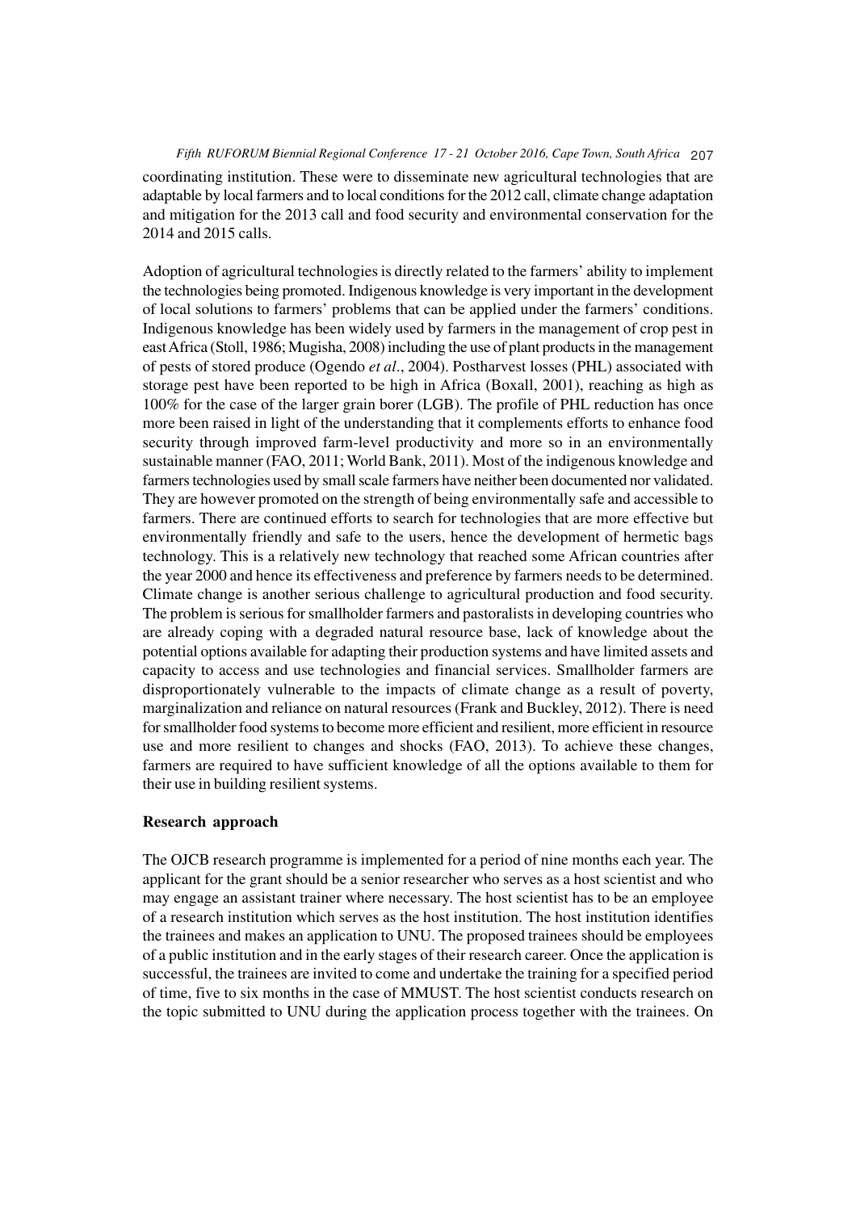coordinating institution. These were to disseminate new agricultural technologies that are adaptable by local farmers and to local conditions for the 2012 call, climate change adaptation and mitigation for the 2013 call and food security and environmental conservation for the 2014 and 2015 calls.

Adoption of agricultural technologies is directly related to the farmers' ability to implement the technologies being promoted. Indigenous knowledge is very important in the development of local solutions to farmers' problems that can be applied under the farmers' conditions. Indigenous knowledge has been widely used by farmers in the management of crop pest in east Africa (Stoll, 1986; Mugisha, 2008) including the use of plant products in the management of pests of stored produce (Ogendo *et al*., 2004). Postharvest losses (PHL) associated with storage pest have been reported to be high in Africa (Boxall, 2001), reaching as high as 100% for the case of the larger grain borer (LGB). The profile of PHL reduction has once more been raised in light of the understanding that it complements efforts to enhance food security through improved farm-level productivity and more so in an environmentally sustainable manner (FAO, 2011; World Bank, 2011). Most of the indigenous knowledge and farmers technologies used by small scale farmers have neither been documented nor validated. They are however promoted on the strength of being environmentally safe and accessible to farmers. There are continued efforts to search for technologies that are more effective but environmentally friendly and safe to the users, hence the development of hermetic bags technology. This is a relatively new technology that reached some African countries after the year 2000 and hence its effectiveness and preference by farmers needs to be determined. Climate change is another serious challenge to agricultural production and food security. The problem is serious for smallholder farmers and pastoralists in developing countries who are already coping with a degraded natural resource base, lack of knowledge about the potential options available for adapting their production systems and have limited assets and capacity to access and use technologies and financial services. Smallholder farmers are disproportionately vulnerable to the impacts of climate change as a result of poverty, marginalization and reliance on natural resources (Frank and Buckley, 2012). There is need for smallholder food systems to become more efficient and resilient, more efficient in resource use and more resilient to changes and shocks (FAO, 2013). To achieve these changes, farmers are required to have sufficient knowledge of all the options available to them for their use in building resilient systems.

## Research approach

The OJCB research programme is implemented for a period of nine months each year. The applicant for the grant should be a senior researcher who serves as a host scientist and who may engage an assistant trainer where necessary. The host scientist has to be an employee of a research institution which serves as the host institution. The host institution identifies the trainees and makes an application to UNU. The proposed trainees should be employees of a public institution and in the early stages of their research career. Once the application is successful, the trainees are invited to come and undertake the training for a specified period of time, five to six months in the case of MMUST. The host scientist conducts research on the topic submitted to UNU during the application process together with the trainees. On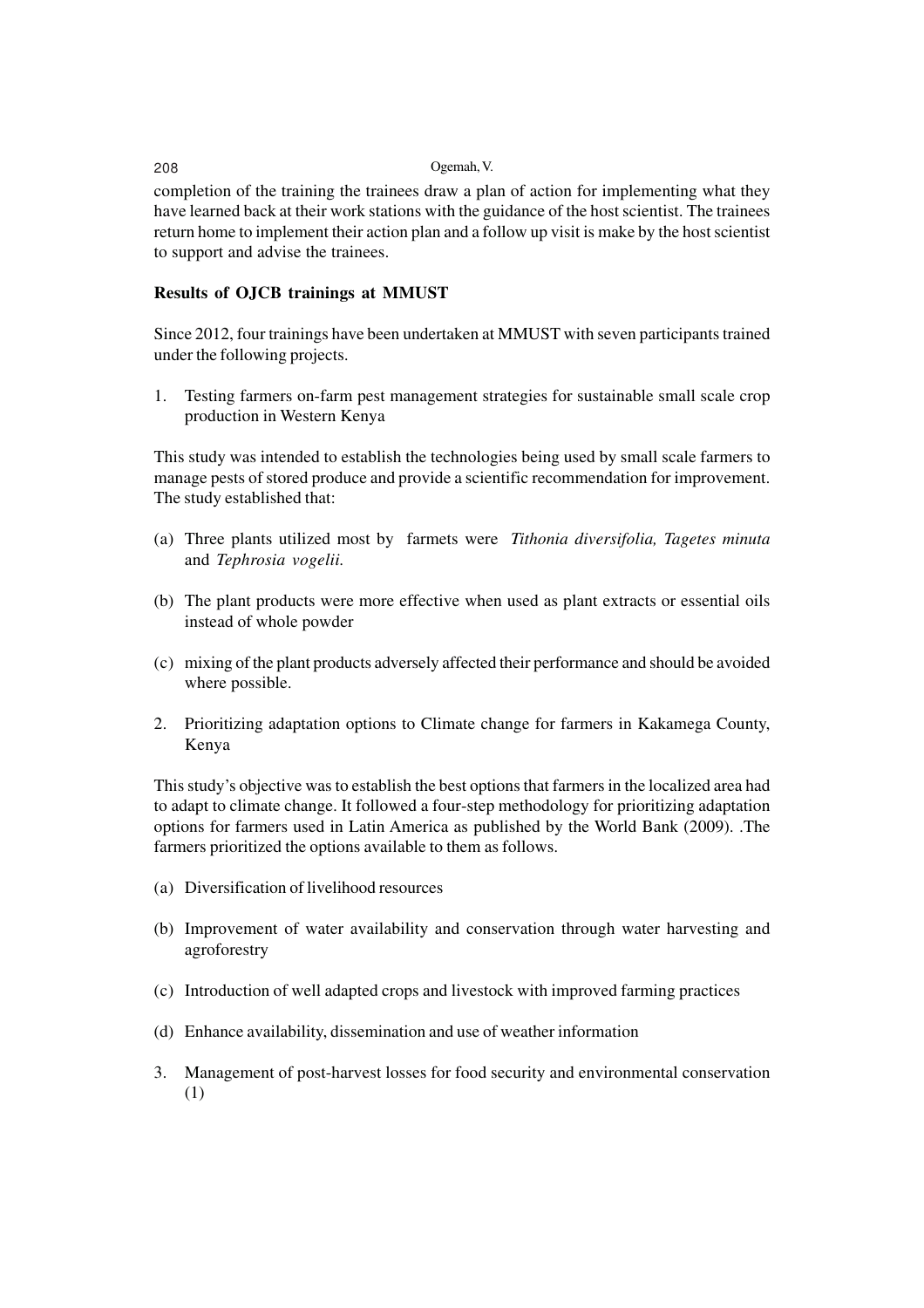completion of the training the trainees draw a plan of action for implementing what they have learned back at their work stations with the guidance of the host scientist. The trainees return home to implement their action plan and a follow up visit is make by the host scientist to support and advise the trainees.

**Results of OJCB trainings at MMUST**

Since 2012, four trainings have been undertaken at MMUST with seven participants trained under the following projects.

1. Testing farmers on-farm pest management strategies for sustainable small scale crop production in Western Kenya

This study was intended to establish the technologies being used by small scale farmers to manage pests of stored produce and provide a scientific recommendation for improvement. The study established that:

(a) Three plants utilized most by farmets were *Tithonia diversifolia, Tagetes minuta* and *Tephrosia vogelii.*

(b) The plant products were more effective when used as plant extracts or essential oils instead of whole powder

(c) mixing of the plant products adversely affected their performance and should be avoided where possible.

2. Prioritizing adaptation options to Climate change for farmers in Kakamega County, Kenya

This study's objective was to establish the best options that farmers in the localized area had to adapt to climate change. It followed a four-step methodology for prioritizing adaptation options for farmers used in Latin America as published by the World Bank (2009). .The farmers prioritized the options available to them as follows.

(a) Diversification of livelihood resources

(b) Improvement of water availability and conservation through water harvesting and agroforestry

(c) Introduction of well adapted crops and livestock with improved farming practices

(d) Enhance availability, dissemination and use of weather information

3. Management of post-harvest losses for food security and environmental conservation (1)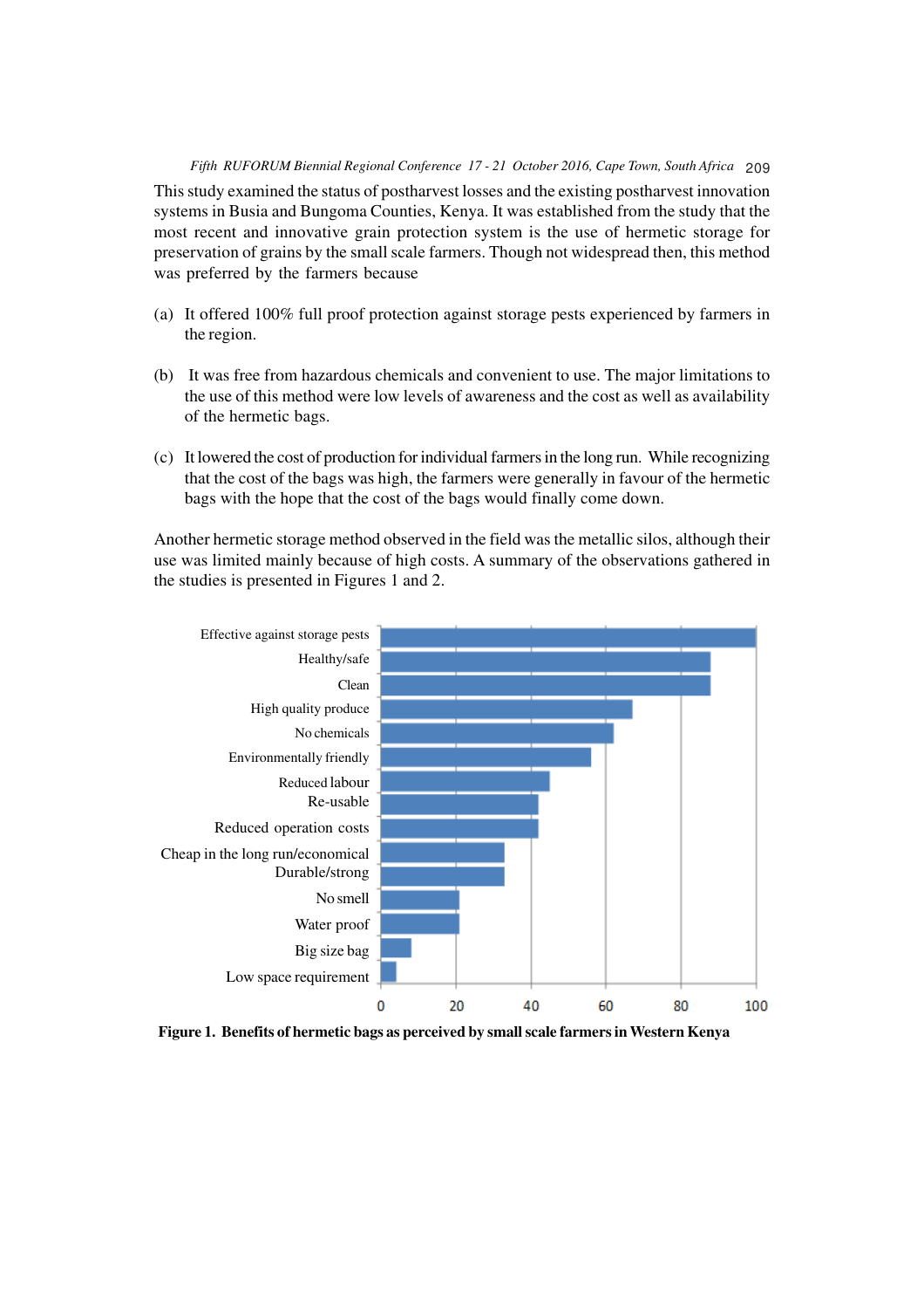This study examined the status of postharvest losses and the existing postharvest innovation systems in Busia and Bungoma Counties, Kenya. It was established from the study that the most recent and innovative grain protection system is the use of hermetic storage for preservation of grains by the small scale farmers. Though not widespread then, this method was preferred by the farmers because

(a) It offered 100% full proof protection against storage pests experienced by farmers in the region.

(b) It was free from hazardous chemicals and convenient to use. The major limitations to the use of this method were low levels of awareness and the cost as well as availability of the hermetic bags.

(c) It lowered the cost of production for individual farmers in the long run. While recognizing that the cost of the bags was high, the farmers were generally in favour of the hermetic bags with the hope that the cost of the bags would finally come down.

Another hermetic storage method observed in the field was the metallic silos, although their use was limited mainly because of high costs. A summary of the observations gathered in the studies is presented in Figures 1 and 2.

**Figure 1. Benefits of hermetic bags as perceived by small scale farmers in Western Kenya**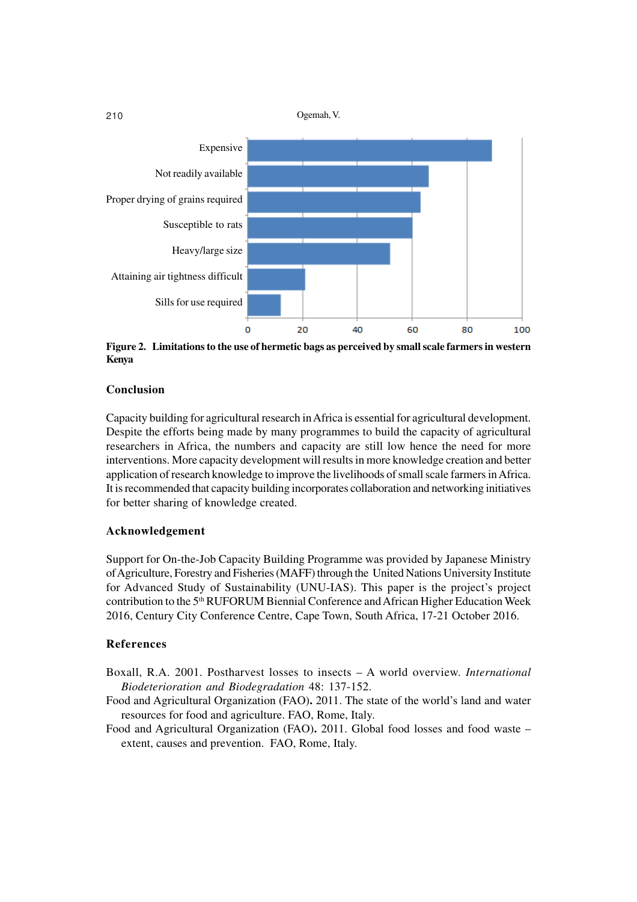**Figure 2. Limitations to the use of hermetic bags as perceived by small scale farmers in western Kenya**

## Conclusion

Capacity building for agricultural research in Africa is essential for agricultural development. Despite the efforts being made by many programmes to build the capacity of agricultural researchers in Africa, the numbers and capacity are still low hence the need for more interventions. More capacity development will results in more knowledge creation and better application of research knowledge to improve the livelihoods of small scale farmers in Africa. It is recommended that capacity building incorporates collaboration and networking initiatives for better sharing of knowledge created.

## Acknowledgement

Support for On-the-Job Capacity Building Programme was provided by Japanese Ministry of Agriculture, Forestry and Fisheries (MAFF) through the United Nations University Institute for Advanced Study of Sustainability (UNU-IAS). This paper is the project's project contribution to the 5th RUFORUM Biennial Conference and African Higher Education Week 2016, Century City Conference Centre, Cape Town, South Africa, 17-21 October 2016.

## References

Boxall, R.A. 2001. Postharvest losses to insects – A world overview. *International Biodeterioration and Biodegradation* 48: 137-152.

Food and Agricultural Organization (FAO)**.** 2011. The state of the world's land and water resources for food and agriculture. FAO, Rome, Italy.

Food and Agricultural Organization (FAO)**.** 2011. Global food losses and food waste – extent, causes and prevention. FAO, Rome, Italy.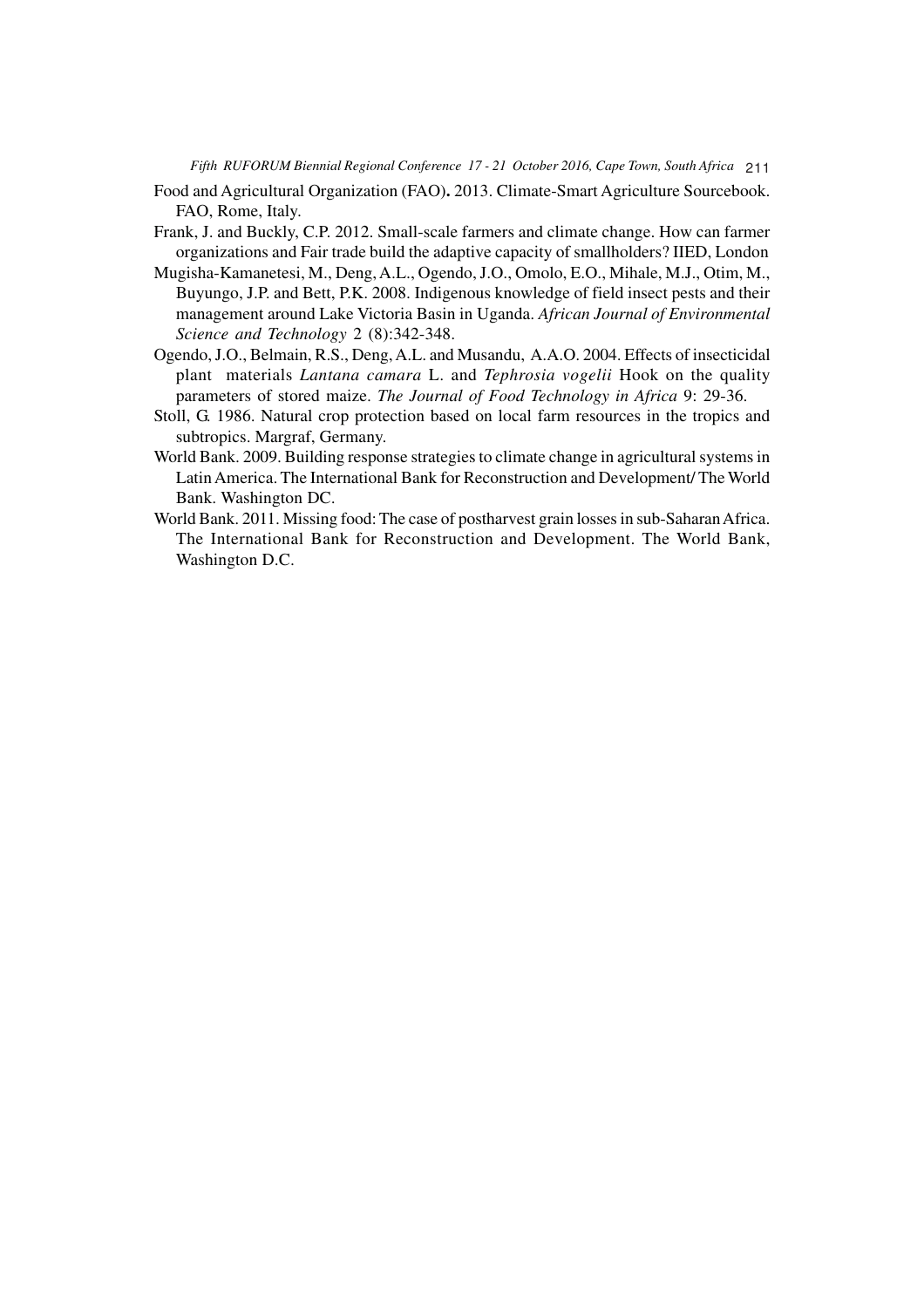Food and Agricultural Organization (FAO). 2013. Climate-Smart Agriculture Sourcebook. FAO, Rome, Italy.

Frank, J. and Buckly, C.P. 2012. Small-scale farmers and climate change. How can farmer organizations and Fair trade build the adaptive capacity of smallholders? IIED, London

Mugisha-Kamanetesi, M., Deng, A.L., Ogendo, J.O., Omolo, E.O., Mihale, M.J., Otim, M., Buyungo, J.P. and Bett, P.K. 2008. Indigenous knowledge of field insect pests and their management around Lake Victoria Basin in Uganda. *African Journal of Environmental Science and Technology* 2 (8):342-348.

Ogendo, J.O., Belmain, R.S., Deng, A.L. and Musandu, A.A.O. 2004. Effects of insecticidal plant materials *Lantana camara* L. and *Tephrosia vogelii* Hook on the quality parameters of stored maize. *The Journal of Food Technology in Africa* 9: 29-36.

Stoll, G. 1986. Natural crop protection based on local farm resources in the tropics and subtropics. Margraf, Germany.

World Bank. 2009. Building response strategies to climate change in agricultural systems in Latin America. The International Bank for Reconstruction and Development/ The World Bank. Washington DC.

World Bank. 2011. Missing food: The case of postharvest grain losses in sub-Saharan Africa. The International Bank for Reconstruction and Development. The World Bank, Washington D.C.